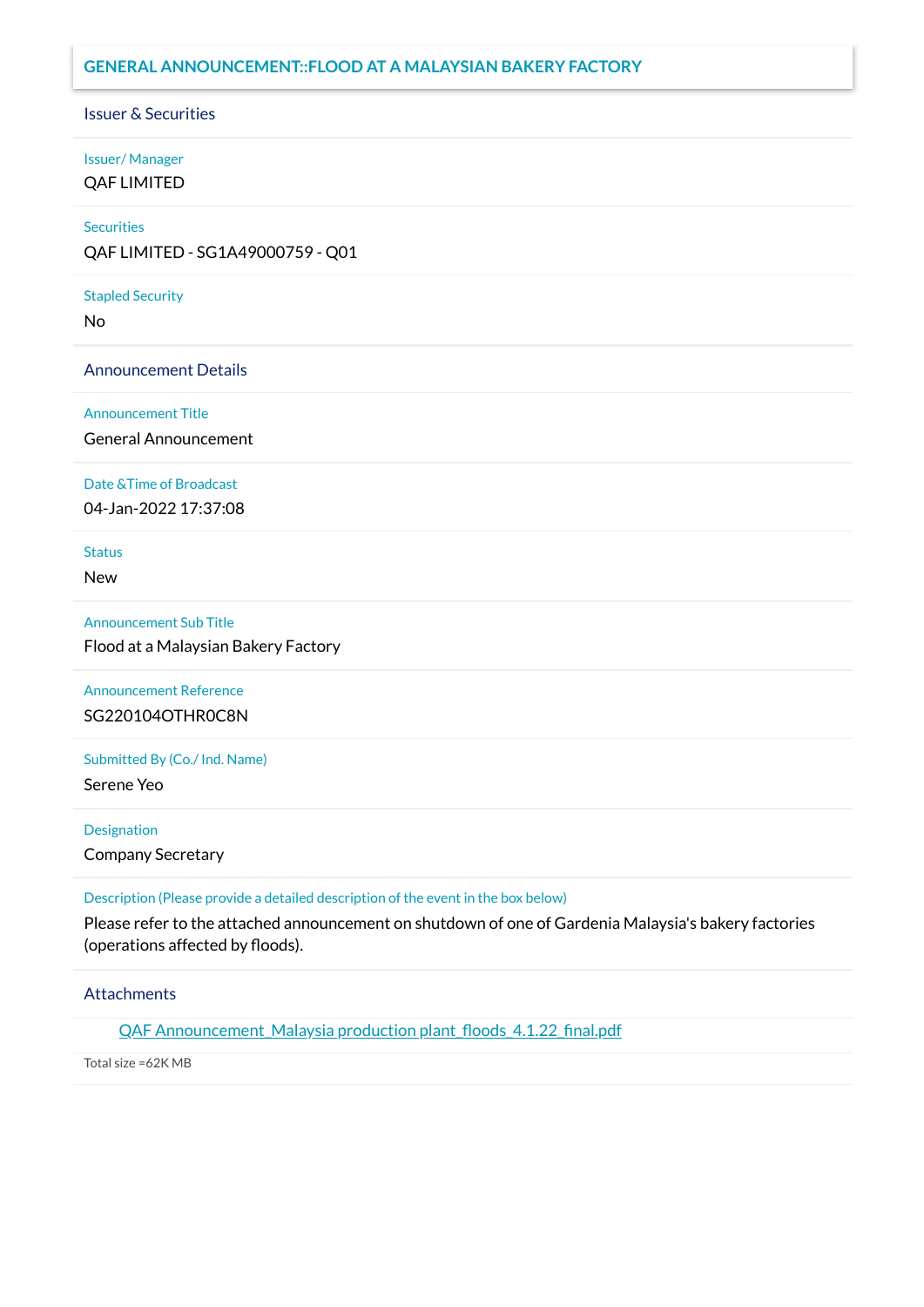# GENERAL ANNOUNCEMENT::FLOOD AT A MALAYSIAN BAKERY FACTORY

## Issuer & Securities

**Issuer/ Manager**

QAF LIMITED

**Securities**

QAF LIMITED - SG1A49000759 - Q01

**Stapled Security**

No

## Announcement Details

**Announcement Title**

General Announcement

**Date &Time of Broadcast**

04-Jan-2022 17:37:08

**Status**

New

**Announcement Sub Title**

Flood at a Malaysian Bakery Factory

**Announcement Reference**

SG220104OTHR0C8N

**Submitted By (Co./ Ind. Name)**

Serene Yeo

**Designation**

Company Secretary

**Description (Please provide a detailed description of the event in the box below)**

Please refer to the attached announcement on shutdown of one of Gardenia Malaysia's bakery factories (operations affected by floods).

## Attachments

QAF Announcement_Malaysia production plant_floods_4.1.22_final.pdf

Total size =62K MB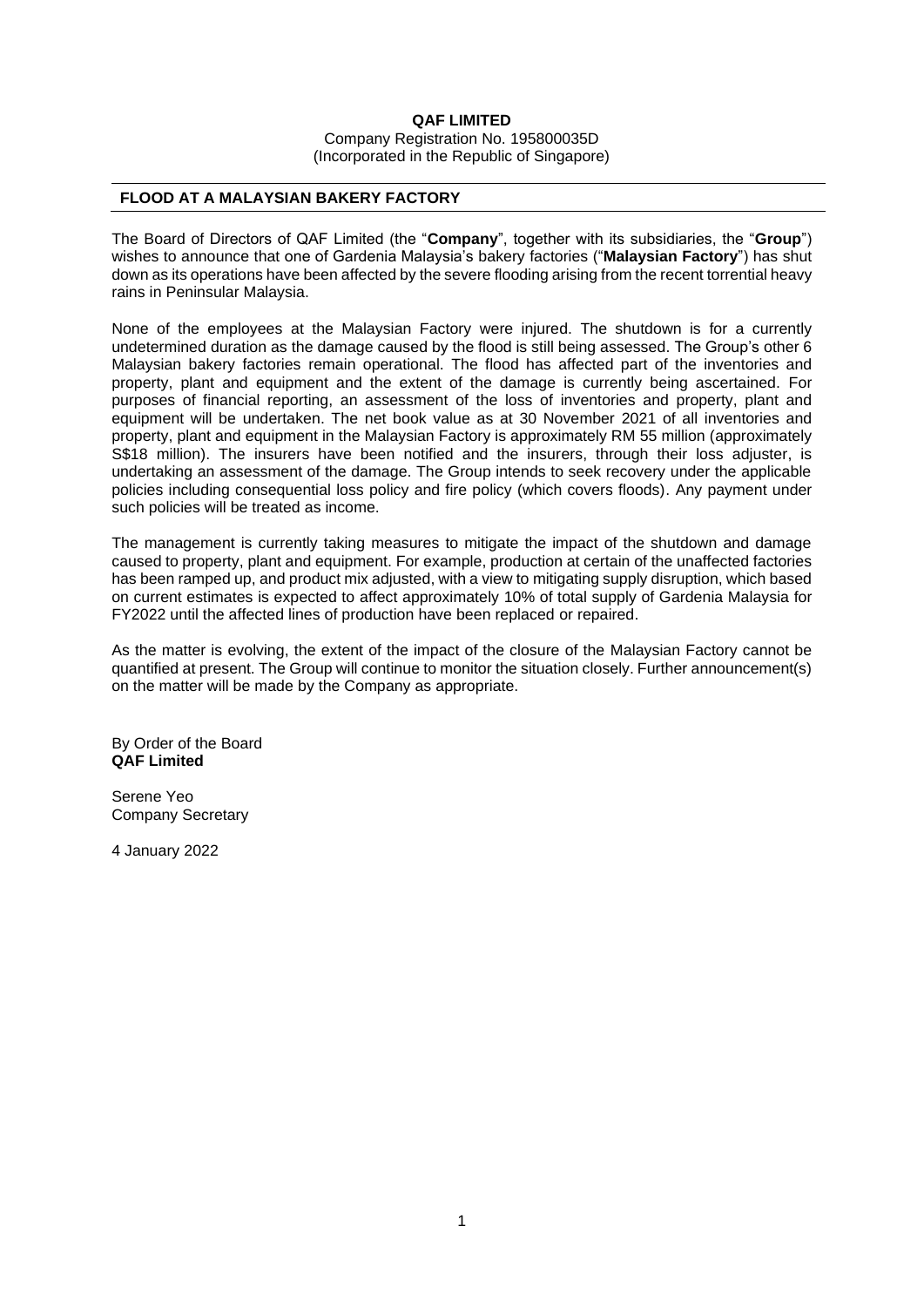**QAF LIMITED**
Company Registration No. 195800035D
(Incorporated in the Republic of Singapore)

## FLOOD AT A MALAYSIAN BAKERY FACTORY

The Board of Directors of QAF Limited (the "**Company**", together with its subsidiaries, the "**Group**") wishes to announce that one of Gardenia Malaysia's bakery factories ("**Malaysian Factory**") has shut down as its operations have been affected by the severe flooding arising from the recent torrential heavy rains in Peninsular Malaysia.

None of the employees at the Malaysian Factory were injured. The shutdown is for a currently undetermined duration as the damage caused by the flood is still being assessed. The Group's other 6 Malaysian bakery factories remain operational. The flood has affected part of the inventories and property, plant and equipment and the extent of the damage is currently being ascertained. For purposes of financial reporting, an assessment of the loss of inventories and property, plant and equipment will be undertaken. The net book value as at 30 November 2021 of all inventories and property, plant and equipment in the Malaysian Factory is approximately RM 55 million (approximately S$18 million). The insurers have been notified and the insurers, through their loss adjuster, is undertaking an assessment of the damage. The Group intends to seek recovery under the applicable policies including consequential loss policy and fire policy (which covers floods). Any payment under such policies will be treated as income.

The management is currently taking measures to mitigate the impact of the shutdown and damage caused to property, plant and equipment. For example, production at certain of the unaffected factories has been ramped up, and product mix adjusted, with a view to mitigating supply disruption, which based on current estimates is expected to affect approximately 10% of total supply of Gardenia Malaysia for FY2022 until the affected lines of production have been replaced or repaired.

As the matter is evolving, the extent of the impact of the closure of the Malaysian Factory cannot be quantified at present. The Group will continue to monitor the situation closely. Further announcement(s) on the matter will be made by the Company as appropriate.

By Order of the Board
**QAF Limited**

Serene Yeo
Company Secretary

4 January 2022